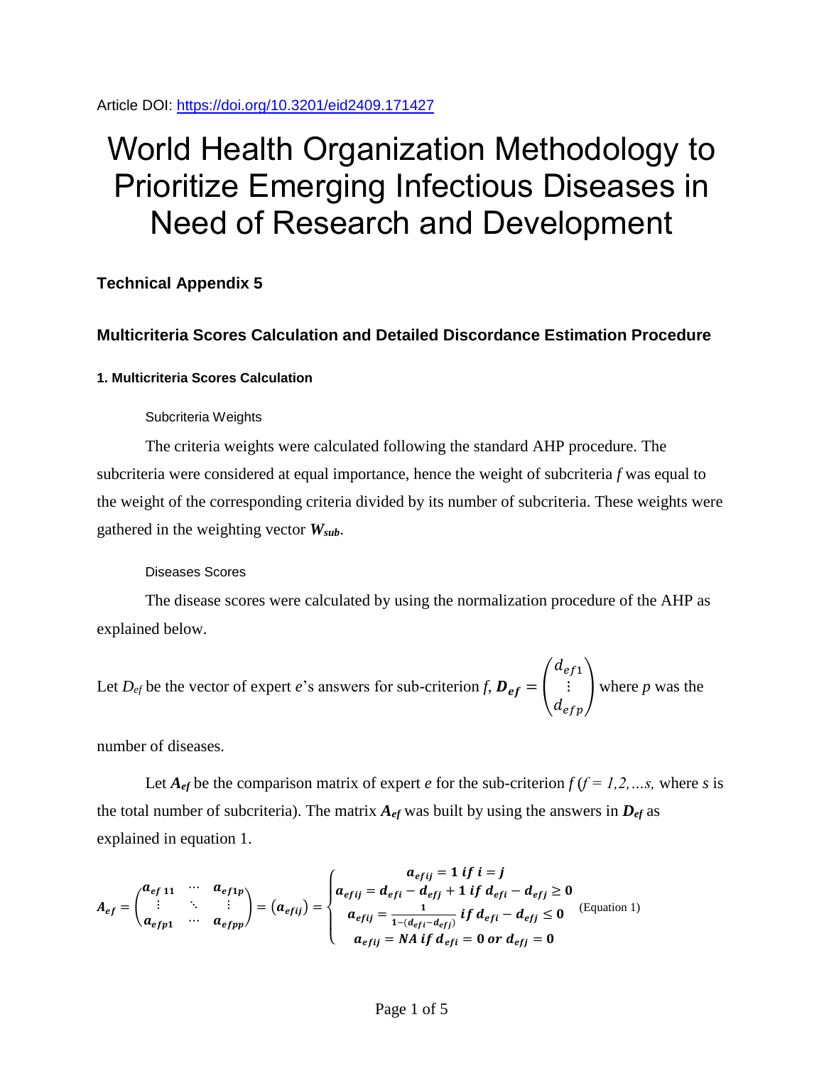Article DOI: https://doi.org/10.3201/eid2409.171427

# World Health Organization Methodology to Prioritize Emerging Infectious Diseases in Need of Research and Development

## Technical Appendix 5

## Multicriteria Scores Calculation and Detailed Discordance Estimation Procedure

### 1. Multicriteria Scores Calculation

#### Subcriteria Weights

The criteria weights were calculated following the standard AHP procedure. The subcriteria were considered at equal importance, hence the weight of subcriteria *f* was equal to the weight of the corresponding criteria divided by its number of subcriteria. These weights were gathered in the weighting vector $\boldsymbol{W_{sub}}$.

#### Diseases Scores

The disease scores were calculated by using the normalization procedure of the AHP as explained below.

Let $D_{ef}$ be the vector of expert *e*'s answers for sub-criterion *f*, $\boldsymbol{D_{ef}} = \begin{pmatrix} d_{ef1} \\ \vdots \\ d_{efp} \end{pmatrix}$ where *p* was the number of diseases.

Let $\boldsymbol{A_{ef}}$ be the comparison matrix of expert *e* for the sub-criterion *f* ($f = 1,2,\ldots s,$ where *s* is the total number of subcriteria). The matrix $\boldsymbol{A_{ef}}$ was built by using the answers in $\boldsymbol{D_{ef}}$ as explained in equation 1.

$$\boldsymbol{A_{ef}} = \begin{pmatrix} a_{ef11} & \cdots & a_{ef1p} \\ \vdots & \ddots & \vdots \\ a_{efp1} & \cdots & a_{efpp} \end{pmatrix} = (a_{efij}) = \begin{cases} a_{efij} = 1 \text{ if } i = j \\ a_{efij} = d_{efi} - d_{efj} + 1 \text{ if } d_{efi} - d_{efj} \geq 0 \\ a_{efij} = \frac{1}{1-(d_{efi}-d_{efj})} \text{ if } d_{efi} - d_{efj} \leq 0 \\ a_{efij} = NA \text{ if } d_{efi} = 0 \text{ or } d_{efj} = 0 \end{cases} \quad \text{(Equation 1)}$$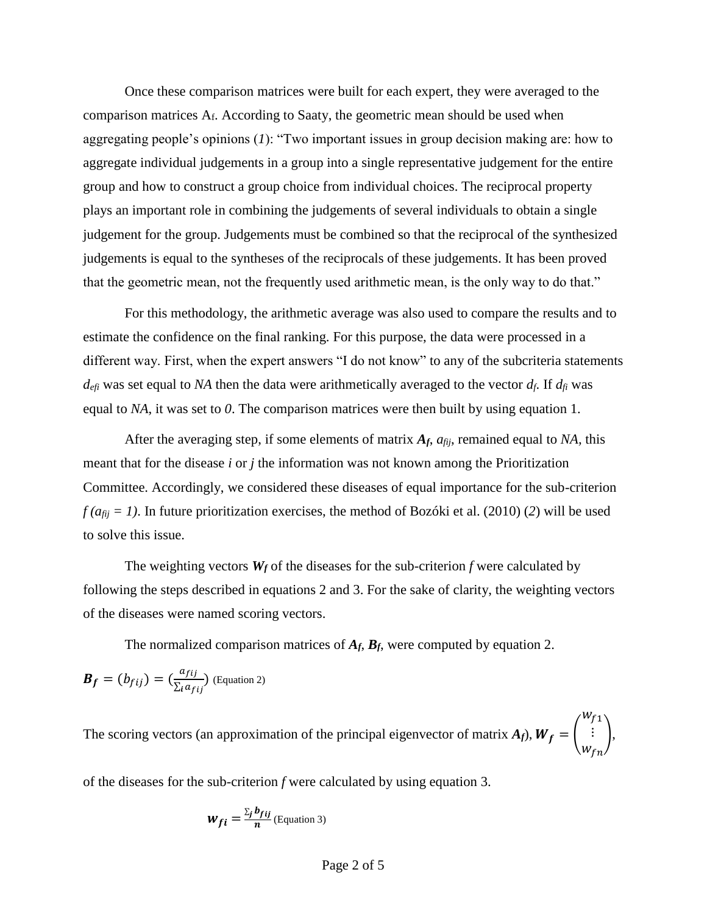Once these comparison matrices were built for each expert, they were averaged to the comparison matrices $A_f$. According to Saaty, the geometric mean should be used when aggregating people's opinions (*1*): "Two important issues in group decision making are: how to aggregate individual judgements in a group into a single representative judgement for the entire group and how to construct a group choice from individual choices. The reciprocal property plays an important role in combining the judgements of several individuals to obtain a single judgement for the group. Judgements must be combined so that the reciprocal of the synthesized judgements is equal to the syntheses of the reciprocals of these judgements. It has been proved that the geometric mean, not the frequently used arithmetic mean, is the only way to do that."

For this methodology, the arithmetic average was also used to compare the results and to estimate the confidence on the final ranking. For this purpose, the data were processed in a different way. First, when the expert answers "I do not know" to any of the subcriteria statements $d_{efi}$ was set equal to *NA* then the data were arithmetically averaged to the vector $d_f$. If $d_{fi}$ was equal to *NA*, it was set to *0*. The comparison matrices were then built by using equation 1.

After the averaging step, if some elements of matrix $\boldsymbol{A_f}$, $a_{fij}$, remained equal to *NA*, this meant that for the disease *i* or *j* the information was not known among the Prioritization Committee. Accordingly, we considered these diseases of equal importance for the sub-criterion $f$ $(a_{fij} = 1)$. In future prioritization exercises, the method of Bozóki et al. (2010) (*2*) will be used to solve this issue.

The weighting vectors $\boldsymbol{W_f}$ of the diseases for the sub-criterion *f* were calculated by following the steps described in equations 2 and 3. For the sake of clarity, the weighting vectors of the diseases were named scoring vectors.

The normalized comparison matrices of $\boldsymbol{A_f}$, $\boldsymbol{B_f}$, were computed by equation 2.

$$\boldsymbol{B_f} = (b_{fij}) = \left(\frac{a_{fij}}{\sum_i a_{fij}}\right) \text{ (Equation 2)}$$

The scoring vectors (an approximation of the principal eigenvector of matrix $\boldsymbol{A_f}$), $\boldsymbol{W_f} = \begin{pmatrix} w_{f1} \\ \vdots \\ w_{fn} \end{pmatrix}$,

of the diseases for the sub-criterion *f* were calculated by using equation 3.

$$\boldsymbol{w_{fi}} = \frac{\sum_j \boldsymbol{b_{fij}}}{\boldsymbol{n}} \text{ (Equation 3)}$$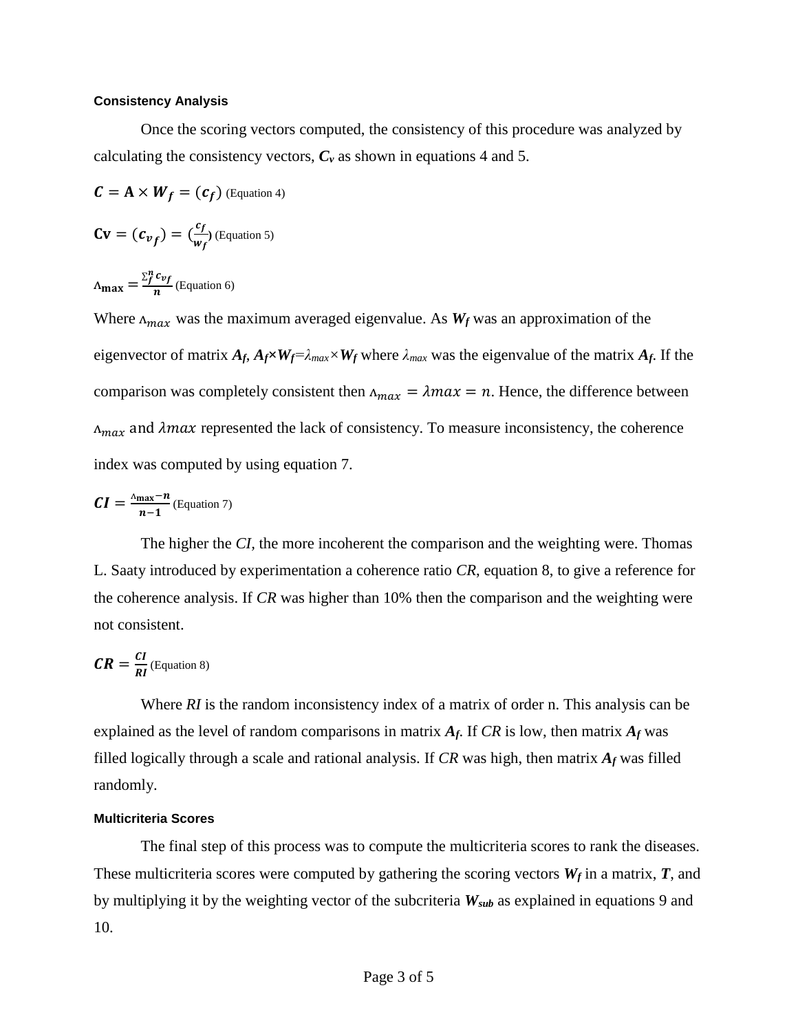#### Consistency Analysis

Once the scoring vectors computed, the consistency of this procedure was analyzed by calculating the consistency vectors, $\boldsymbol{C_v}$ as shown in equations 4 and 5.

$$\boldsymbol{C} = \mathbf{A} \times \boldsymbol{W_f} = (\boldsymbol{c_f}) \text{ (Equation 4)}$$

$$\mathbf{Cv} = (\boldsymbol{c_{v_f}}) = (\frac{\boldsymbol{c_f}}{\boldsymbol{w_f}}) \text{ (Equation 5)}$$

$$\Lambda_{\mathbf{max}} = \frac{\sum_f^n \boldsymbol{c_{vf}}}{\boldsymbol{n}} \text{ (Equation 6)}$$

Where $\Lambda_{max}$ was the maximum averaged eigenvalue. As $\boldsymbol{W_f}$ was an approximation of the eigenvector of matrix $\boldsymbol{A_f}$, $\boldsymbol{A_f} \times \boldsymbol{W_f} = \lambda_{max} \times \boldsymbol{W_f}$ where $\lambda_{max}$ was the eigenvalue of the matrix $\boldsymbol{A_f}$. If the comparison was completely consistent then $\Lambda_{max} = \lambda max = n$. Hence, the difference between $\Lambda_{max}$ and $\lambda max$ represented the lack of consistency. To measure inconsistency, the coherence index was computed by using equation 7.

$$\boldsymbol{CI} = \frac{\Lambda_{\mathbf{max}} - \boldsymbol{n}}{\boldsymbol{n} - \mathbf{1}} \text{ (Equation 7)}$$

The higher the *CI*, the more incoherent the comparison and the weighting were. Thomas L. Saaty introduced by experimentation a coherence ratio *CR*, equation 8, to give a reference for the coherence analysis. If *CR* was higher than 10% then the comparison and the weighting were not consistent.

$$\boldsymbol{CR} = \frac{\boldsymbol{CI}}{\boldsymbol{RI}} \text{ (Equation 8)}$$

Where *RI* is the random inconsistency index of a matrix of order n. This analysis can be explained as the level of random comparisons in matrix $\boldsymbol{A_f}$. If *CR* is low, then matrix $\boldsymbol{A_f}$ was filled logically through a scale and rational analysis. If *CR* was high, then matrix $\boldsymbol{A_f}$ was filled randomly.

#### Multicriteria Scores

The final step of this process was to compute the multicriteria scores to rank the diseases. These multicriteria scores were computed by gathering the scoring vectors $\boldsymbol{W_f}$ in a matrix, $\boldsymbol{T}$, and by multiplying it by the weighting vector of the subcriteria $\boldsymbol{W_{sub}}$ as explained in equations 9 and 10.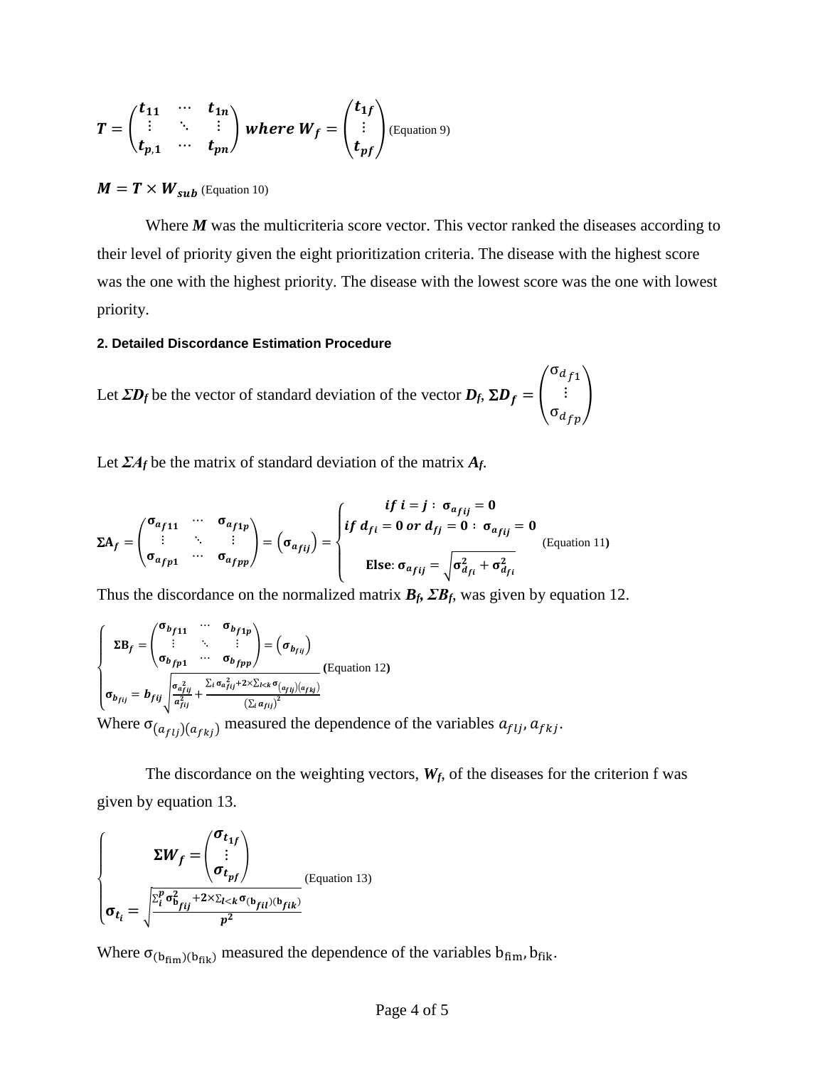$$\boldsymbol{T} = \begin{pmatrix} \boldsymbol{t_{11}} & \cdots & \boldsymbol{t_{1n}} \\ \vdots & \ddots & \vdots \\ \boldsymbol{t_{p,1}} & \cdots & \boldsymbol{t_{pn}} \end{pmatrix} \textit{\textbf{ where }} \boldsymbol{W_f} = \begin{pmatrix} \boldsymbol{t_{1f}} \\ \vdots \\ \boldsymbol{t_{pf}} \end{pmatrix} \text{ (Equation 9)}$$

$$\boldsymbol{M} = \boldsymbol{T} \times \boldsymbol{W_{sub}} \text{ (Equation 10)}$$

Where $\boldsymbol{M}$ was the multicriteria score vector. This vector ranked the diseases according to their level of priority given the eight prioritization criteria. The disease with the highest score was the one with the highest priority. The disease with the lowest score was the one with lowest priority.

#### 2. Detailed Discordance Estimation Procedure

Let $\boldsymbol{\Sigma D_f}$ be the vector of standard deviation of the vector $\boldsymbol{D_f}$, $\boldsymbol{\Sigma D_f} = \begin{pmatrix} \sigma_{d_{f1}} \\ \vdots \\ \sigma_{d_{fp}} \end{pmatrix}$

Let $\boldsymbol{\Sigma A_f}$ be the matrix of standard deviation of the matrix $\boldsymbol{A_f}$.

$$\boldsymbol{\Sigma A_f} = \begin{pmatrix} \boldsymbol{\sigma_{a_{f11}}} & \cdots & \boldsymbol{\sigma_{a_{f1p}}} \\ \vdots & \ddots & \vdots \\ \boldsymbol{\sigma_{a_{fp1}}} & \cdots & \boldsymbol{\sigma_{a_{fpp}}} \end{pmatrix} = \left(\boldsymbol{\sigma_{a_{fij}}}\right) = \begin{cases} \textit{\textbf{if }} \boldsymbol{i = j :\ \sigma_{a_{fij}} = 0} \\ \textit{\textbf{if }} \boldsymbol{d_{fi} = 0} \textit{\textbf{ or }} \boldsymbol{d_{fj} = 0 :\ \sigma_{a_{fij}} = 0} \\ \textbf{Else: } \boldsymbol{\sigma_{a_{fij}} = \sqrt{\sigma^2_{d_{fi}} + \sigma^2_{d_{fi}}}} \end{cases} \text{ (Equation 11)}$$

Thus the discordance on the normalized matrix $\boldsymbol{B_f}$, $\boldsymbol{\Sigma B_f}$, was given by equation 12.

$$\begin{cases} \boldsymbol{\Sigma B_f} = \begin{pmatrix} \boldsymbol{\sigma_{b_{f11}}} & \cdots & \boldsymbol{\sigma_{b_{f1p}}} \\ \vdots & \ddots & \vdots \\ \boldsymbol{\sigma_{b_{fp1}}} & \cdots & \boldsymbol{\sigma_{b_{fpp}}} \end{pmatrix} = \left(\boldsymbol{\sigma_{b_{fij}}}\right) \\ \boldsymbol{\sigma_{b_{fij}} = b_{fij}} \sqrt{\dfrac{\boldsymbol{\sigma^2_{a_{fij}}}}{\boldsymbol{a^2_{fij}}} + \dfrac{\sum_i \boldsymbol{\sigma^2_{a_{fij}}} + 2 \times \sum_{l<k} \boldsymbol{\sigma_{(a_{flj})(a_{fkj})}}}{\left(\sum_i \boldsymbol{a_{fij}}\right)^2}} \end{cases} \text{ (Equation 12)}$$

Where $\sigma_{(a_{flj})(a_{fkj})}$ measured the dependence of the variables $a_{flj}, a_{fkj}$.

The discordance on the weighting vectors, $\boldsymbol{W_f}$, of the diseases for the criterion f was given by equation 13.

$$\begin{cases} \boldsymbol{\Sigma W_f} = \begin{pmatrix} \boldsymbol{\sigma_{t_{1f}}} \\ \vdots \\ \boldsymbol{\sigma_{t_{pf}}} \end{pmatrix} \\ \boldsymbol{\sigma_{t_i}} = \sqrt{\dfrac{\sum_i^p \boldsymbol{\sigma^2_{b_{fij}}} + 2 \times \sum_{l<k} \boldsymbol{\sigma_{(b_{fil})(b_{fik})}}}{\boldsymbol{p^2}}} \end{cases} \text{ (Equation 13)}$$

Where $\sigma_{(b_{fim})(b_{fik})}$ measured the dependence of the variables $b_{fim}, b_{fik}$.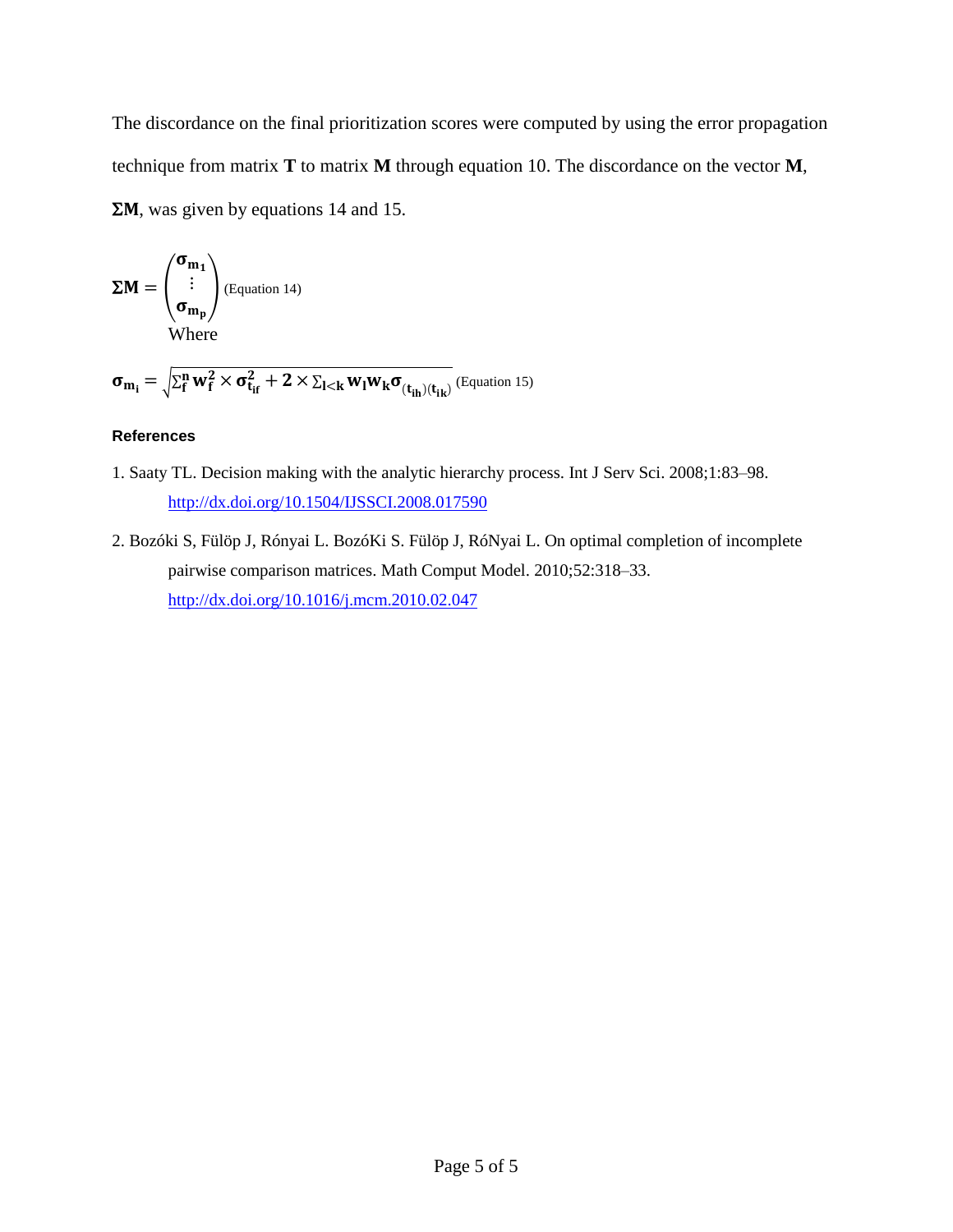The discordance on the final prioritization scores were computed by using the error propagation technique from matrix **T** to matrix **M** through equation 10. The discordance on the vector **M**, $\boldsymbol{\Sigma}\mathbf{M}$, was given by equations 14 and 15.

$$\boldsymbol{\Sigma}\mathbf{M} = \begin{pmatrix} \boldsymbol{\sigma}_{\mathbf{m_1}} \\ \vdots \\ \boldsymbol{\sigma}_{\mathbf{m_p}} \end{pmatrix} \text{ (Equation 14)}$$

Where

$$\boldsymbol{\sigma}_{\mathbf{m_i}} = \sqrt{\sum_{\mathbf{f}}^{\mathbf{n}} \mathbf{w}_{\mathbf{f}}^{\mathbf{2}} \times \boldsymbol{\sigma}_{\mathbf{t_{if}}}^{\mathbf{2}} + \mathbf{2} \times \sum_{\mathbf{l<k}} \mathbf{w_l} \mathbf{w_k} \boldsymbol{\sigma}_{(\mathbf{t_{ih}})(\mathbf{t_{ik}})}} \text{ (Equation 15)}$$

### References

1. Saaty TL. Decision making with the analytic hierarchy process. Int J Serv Sci. 2008;1:83–98. http://dx.doi.org/10.1504/IJSSCI.2008.017590
2. Bozóki S, Fülöp J, Rónyai L. BozóKi S. Fülöp J, RóNyai L. On optimal completion of incomplete pairwise comparison matrices. Math Comput Model. 2010;52:318–33. http://dx.doi.org/10.1016/j.mcm.2010.02.047